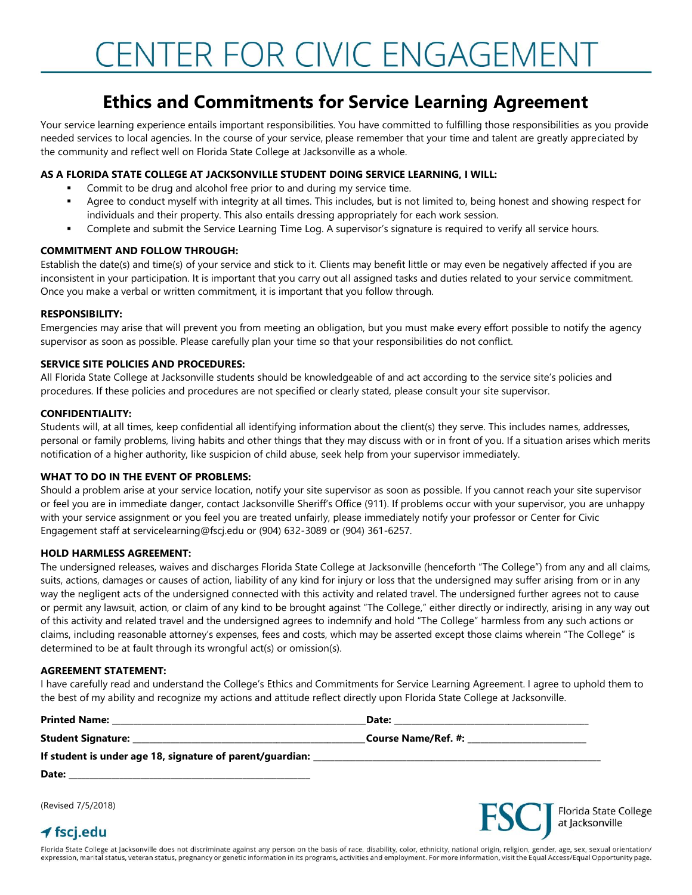# CENTER FOR CIVIC ENGAGEMENT

## Ethics and Commitments for Service Learning Agreement

Your service learning experience entails important responsibilities. You have committed to fulfilling those responsibilities as you provide needed services to local agencies. In the course of your service, please remember that your time and talent are greatly appreciated by the community and reflect well on Florida State College at Jacksonville as a whole.

**AS A FLORIDA STATE COLLEGE AT JACKSONVILLE STUDENT DOING SERVICE LEARNING, I WILL:**

- Commit to be drug and alcohol free prior to and during my service time.
- Agree to conduct myself with integrity at all times. This includes, but is not limited to, being honest and showing respect for individuals and their property. This also entails dressing appropriately for each work session.
- Complete and submit the Service Learning Time Log. A supervisor's signature is required to verify all service hours.

**COMMITMENT AND FOLLOW THROUGH:**

Establish the date(s) and time(s) of your service and stick to it. Clients may benefit little or may even be negatively affected if you are inconsistent in your participation. It is important that you carry out all assigned tasks and duties related to your service commitment. Once you make a verbal or written commitment, it is important that you follow through.

**RESPONSIBILITY:**

Emergencies may arise that will prevent you from meeting an obligation, but you must make every effort possible to notify the agency supervisor as soon as possible. Please carefully plan your time so that your responsibilities do not conflict.

**SERVICE SITE POLICIES AND PROCEDURES:**

All Florida State College at Jacksonville students should be knowledgeable of and act according to the service site's policies and procedures. If these policies and procedures are not specified or clearly stated, please consult your site supervisor.

**CONFIDENTIALITY:**

Students will, at all times, keep confidential all identifying information about the client(s) they serve. This includes names, addresses, personal or family problems, living habits and other things that they may discuss with or in front of you. If a situation arises which merits notification of a higher authority, like suspicion of child abuse, seek help from your supervisor immediately.

**WHAT TO DO IN THE EVENT OF PROBLEMS:**

Should a problem arise at your service location, notify your site supervisor as soon as possible. If you cannot reach your site supervisor or feel you are in immediate danger, contact Jacksonville Sheriff's Office (911). If problems occur with your supervisor, you are unhappy with your service assignment or you feel you are treated unfairly, please immediately notify your professor or Center for Civic Engagement staff at servicelearning@fscj.edu or (904) 632-3089 or (904) 361-6257.

**HOLD HARMLESS AGREEMENT:**

The undersigned releases, waives and discharges Florida State College at Jacksonville (henceforth "The College") from any and all claims, suits, actions, damages or causes of action, liability of any kind for injury or loss that the undersigned may suffer arising from or in any way the negligent acts of the undersigned connected with this activity and related travel. The undersigned further agrees not to cause or permit any lawsuit, action, or claim of any kind to be brought against "The College," either directly or indirectly, arising in any way out of this activity and related travel and the undersigned agrees to indemnify and hold "The College" harmless from any such actions or claims, including reasonable attorney's expenses, fees and costs, which may be asserted except those claims wherein "The College" is determined to be at fault through its wrongful act(s) or omission(s).

**AGREEMENT STATEMENT:**

I have carefully read and understand the College's Ethics and Commitments for Service Learning Agreement. I agree to uphold them to the best of my ability and recognize my actions and attitude reflect directly upon Florida State College at Jacksonville.

**Printed Name:** ______________________________ **Date:** ______________________________

**Student Signature:** ______________________________ **Course Name/Ref. #:** ______________________________

**If student is under age 18, signature of parent/guardian:** ______________________________

**Date:** ______________________________

(Revised 7/5/2018)

fscj.edu

FSCJ Florida State College at Jacksonville

Florida State College at Jacksonville does not discriminate against any person on the basis of race, disability, color, ethnicity, national origin, religion, gender, age, sex, sexual orientation/expression, marital status, veteran status, pregnancy or genetic information in its programs, activities and employment. For more information, visit the Equal Access/Equal Opportunity page.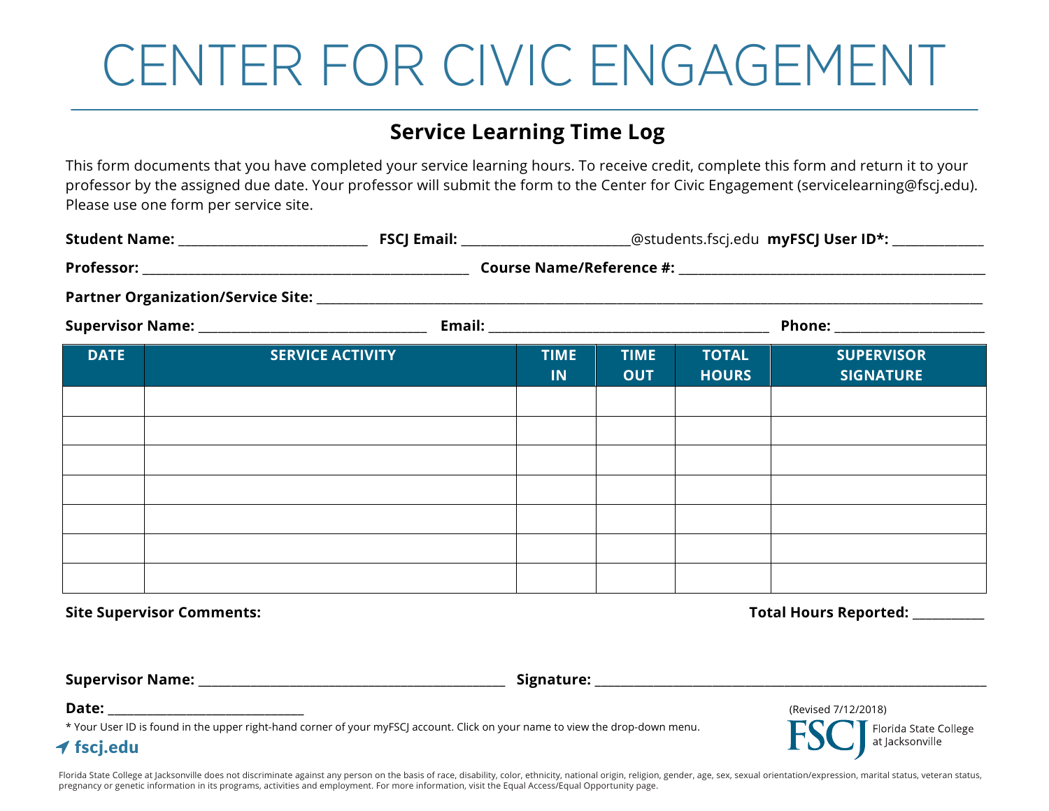# CENTER FOR CIVIC ENGAGEMENT

## Service Learning Time Log

This form documents that you have completed your service learning hours. To receive credit, complete this form and return it to your professor by the assigned due date. Your professor will submit the form to the Center for Civic Engagement (servicelearning@fscj.edu). Please use one form per service site.

**Student Name:** ____________________________ **FSCJ Email:** _________________________@students.fscj.edu **myFSCJ User ID*:** _____________

**Professor:** ________________________________________________ **Course Name/Reference #:** ______________________________________________

**Partner Organization/Service Site:** ____________________________________________________________________________________________________

**Supervisor Name:** __________________________________ **Email:** __________________________________________ **Phone:** ______________________

| DATE | SERVICE ACTIVITY | TIME IN | TIME OUT | TOTAL HOURS | SUPERVISOR SIGNATURE |
|---|---|---|---|---|---|
| | | | | | |
| | | | | | |
| | | | | | |
| | | | | | |
| | | | | | |
| | | | | | |
| | | | | | |

**Site Supervisor Comments:**

**Total Hours Reported:** ___________

**Supervisor Name:** ______________________________________________ **Signature:** _____________________________________________________________

**Date:** ______________________________

* Your User ID is found in the upper right-hand corner of your myFSCJ account. Click on your name to view the drop-down menu.

fscj.edu

(Revised 7/12/2018)

FSCJ Florida State College at Jacksonville

Florida State College at Jacksonville does not discriminate against any person on the basis of race, disability, color, ethnicity, national origin, religion, gender, age, sex, sexual orientation/expression, marital status, veteran status, pregnancy or genetic information in its programs, activities and employment. For more information, visit the Equal Access/Equal Opportunity page.